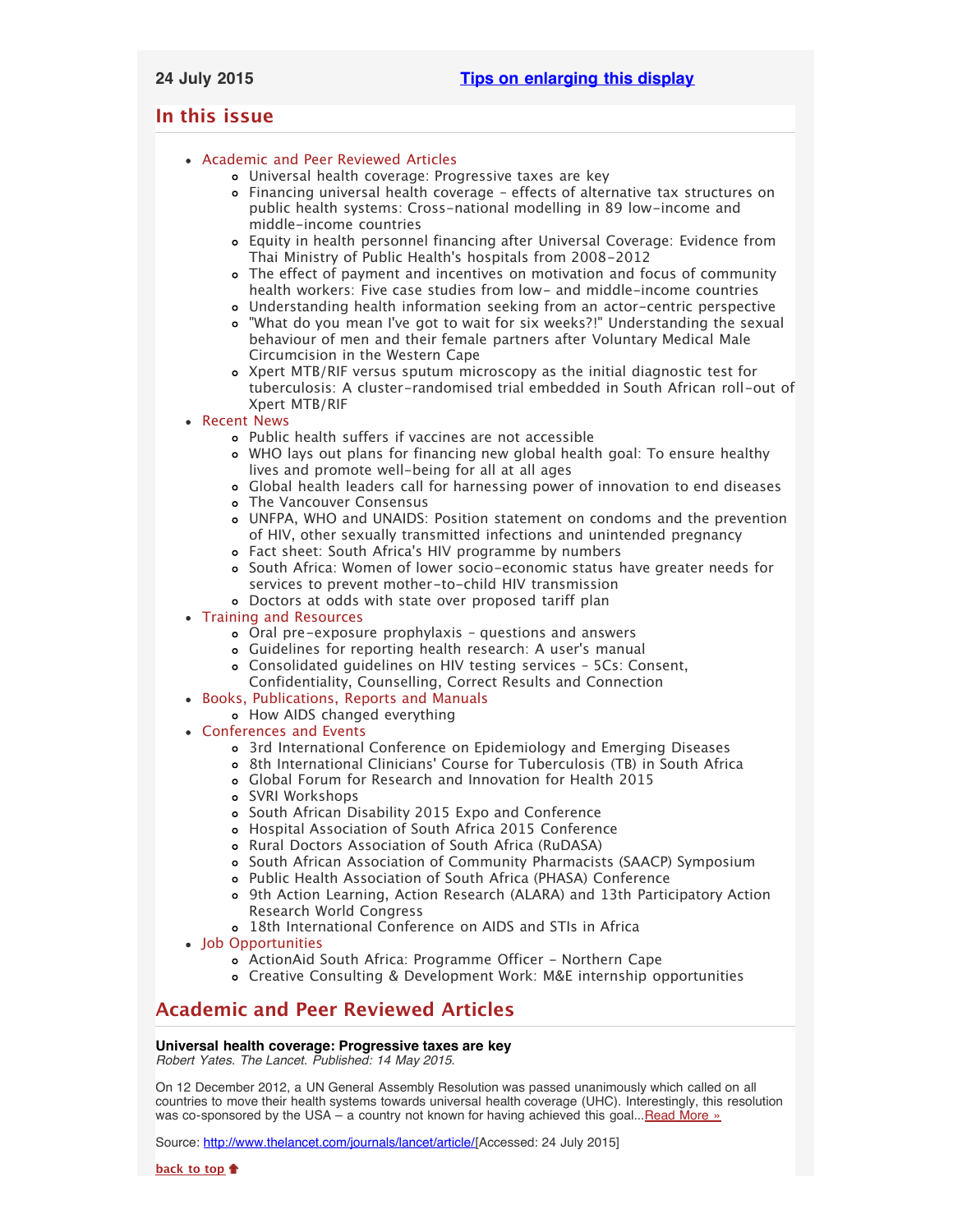24 July 2015 [Tips on enlarging this display]

## In this issue

- Academic and Peer Reviewed Articles
  - Universal health coverage: Progressive taxes are key
  - Financing universal health coverage - effects of alternative tax structures on public health systems: Cross-national modelling in 89 low-income and middle-income countries
  - Equity in health personnel financing after Universal Coverage: Evidence from Thai Ministry of Public Health's hospitals from 2008-2012
  - The effect of payment and incentives on motivation and focus of community health workers: Five case studies from low- and middle-income countries
  - Understanding health information seeking from an actor-centric perspective
  - "What do you mean I've got to wait for six weeks?!" Understanding the sexual behaviour of men and their female partners after Voluntary Medical Male Circumcision in the Western Cape
  - Xpert MTB/RIF versus sputum microscopy as the initial diagnostic test for tuberculosis: A cluster-randomised trial embedded in South African roll-out of Xpert MTB/RIF
- Recent News
  - Public health suffers if vaccines are not accessible
  - WHO lays out plans for financing new global health goal: To ensure healthy lives and promote well-being for all at all ages
  - Global health leaders call for harnessing power of innovation to end diseases
  - The Vancouver Consensus
  - UNFPA, WHO and UNAIDS: Position statement on condoms and the prevention of HIV, other sexually transmitted infections and unintended pregnancy
  - Fact sheet: South Africa's HIV programme by numbers
  - South Africa: Women of lower socio-economic status have greater needs for services to prevent mother-to-child HIV transmission
  - Doctors at odds with state over proposed tariff plan
- Training and Resources
  - Oral pre-exposure prophylaxis - questions and answers
  - Guidelines for reporting health research: A user's manual
  - Consolidated guidelines on HIV testing services - 5Cs: Consent, Confidentiality, Counselling, Correct Results and Connection
- Books, Publications, Reports and Manuals
  - How AIDS changed everything
- Conferences and Events
  - 3rd International Conference on Epidemiology and Emerging Diseases
  - 8th International Clinicians' Course for Tuberculosis (TB) in South Africa
  - Global Forum for Research and Innovation for Health 2015
  - SVRI Workshops
  - South African Disability 2015 Expo and Conference
  - Hospital Association of South Africa 2015 Conference
  - Rural Doctors Association of South Africa (RuDASA)
  - South African Association of Community Pharmacists (SAACP) Symposium
  - Public Health Association of South Africa (PHASA) Conference
  - 9th Action Learning, Action Research (ALARA) and 13th Participatory Action Research World Congress
  - 18th International Conference on AIDS and STIs in Africa
- Job Opportunities
  - ActionAid South Africa: Programme Officer - Northern Cape
  - Creative Consulting & Development Work: M&E internship opportunities

## Academic and Peer Reviewed Articles

**Universal health coverage: Progressive taxes are key**
*Robert Yates. The Lancet. Published: 14 May 2015.*

On 12 December 2012, a UN General Assembly Resolution was passed unanimously which called on all countries to move their health systems towards universal health coverage (UHC). Interestingly, this resolution was co-sponsored by the USA – a country not known for having achieved this goal...Read More »

Source: http://www.thelancet.com/journals/lancet/article/[Accessed: 24 July 2015]

back to top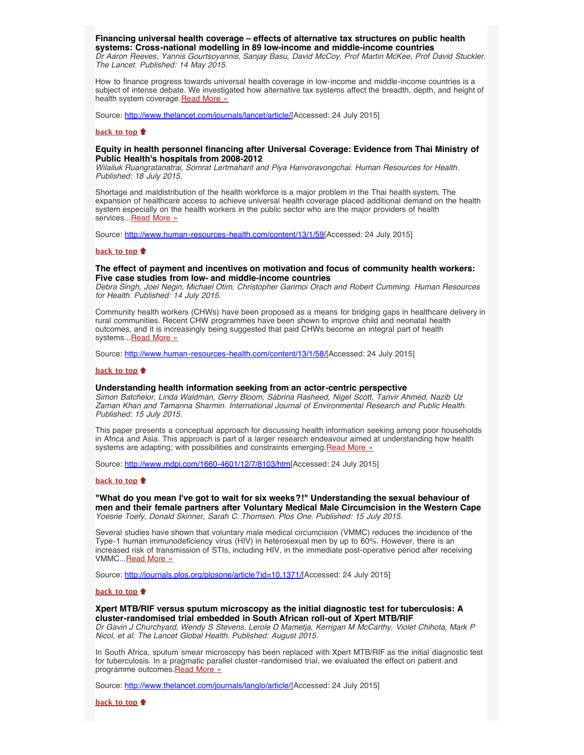### Financing universal health coverage – effects of alternative tax structures on public health systems: Cross-national modelling in 89 low-income and middle-income countries

*Dr Aaron Reeves, Yannis Gourtsoyannis, Sanjay Basu, David McCoy, Prof Martin McKee, Prof David Stuckler. The Lancet. Published: 14 May 2015.*

How to finance progress towards universal health coverage in low-income and middle-income countries is a subject of intense debate. We investigated how alternative tax systems affect the breadth, depth, and height of health system coverage. Read More »

Source: http://www.thelancet.com/journals/lancet/article/[Accessed: 24 July 2015]

**back to top**

### Equity in health personnel financing after Universal Coverage: Evidence from Thai Ministry of Public Health's hospitals from 2008-2012

*Wilailuk Ruangratanatrai, Somrat Lertmaharit and Piya Hanvoravongchai. Human Resources for Health. Published: 18 July 2015.*

Shortage and maldistribution of the health workforce is a major problem in the Thai health system. The expansion of healthcare access to achieve universal health coverage placed additional demand on the health system especially on the health workers in the public sector who are the major providers of health services...Read More »

Source: http://www.human-resources-health.com/content/13/1/59[Accessed: 24 July 2015]

**back to top**

### The effect of payment and incentives on motivation and focus of community health workers: Five case studies from low- and middle-income countries

*Debra Singh, Joel Negin, Michael Otim, Christopher Garimoi Orach and Robert Cumming. Human Resources for Health. Published: 14 July 2015.*

Community health workers (CHWs) have been proposed as a means for bridging gaps in healthcare delivery in rural communities. Recent CHW programmes have been shown to improve child and neonatal health outcomes, and it is increasingly being suggested that paid CHWs become an integral part of health systems...Read More »

Source: http://www.human-resources-health.com/content/13/1/58/[Accessed: 24 July 2015]

**back to top**

### Understanding health information seeking from an actor-centric perspective

*Simon Batchelor, Linda Waldman, Gerry Bloom, Sabrina Rasheed, Nigel Scott, Tanvir Ahmed, Nazib Uz Zaman Khan and Tamanna Sharmin. International Journal of Environmental Research and Public Health. Published: 15 July 2015.*

This paper presents a conceptual approach for discussing health information seeking among poor households in Africa and Asia. This approach is part of a larger research endeavour aimed at understanding how health systems are adapting; with possibilities and constraints emerging.Read More »

Source: http://www.mdpi.com/1660-4601/12/7/8103/htm[Accessed: 24 July 2015]

**back to top**

### "What do you mean I've got to wait for six weeks?!" Understanding the sexual behaviour of men and their female partners after Voluntary Medical Male Circumcision in the Western Cape

*Yoesrie Toefy, Donald Skinner, Sarah C. Thomsen. Plos One. Published: 15 July 2015.*

Several studies have shown that voluntary male medical circumcision (VMMC) reduces the incidence of the Type-1 human immunodeficiency virus (HIV) in heterosexual men by up to 60%. However, there is an increased risk of transmission of STIs, including HIV, in the immediate post-operative period after receiving VMMC...Read More »

Source: http://journals.plos.org/plosone/article?id=10.1371/[Accessed: 24 July 2015]

**back to top**

### Xpert MTB/RIF versus sputum microscopy as the initial diagnostic test for tuberculosis: A cluster-randomised trial embedded in South African roll-out of Xpert MTB/RIF

*Dr Gavin J Churchyard, Wendy S Stevens, Lerole D Mametja, Kerrigan M McCarthy, Violet Chihota, Mark P Nicol, et al. The Lancet Global Health. Published: August 2015.*

In South Africa, sputum smear microscopy has been replaced with Xpert MTB/RIF as the initial diagnostic test for tuberculosis. In a pragmatic parallel cluster-randomised trial, we evaluated the effect on patient and programme outcomes.Read More »

Source: http://www.thelancet.com/journals/langlo/article/[Accessed: 24 July 2015]

**back to top**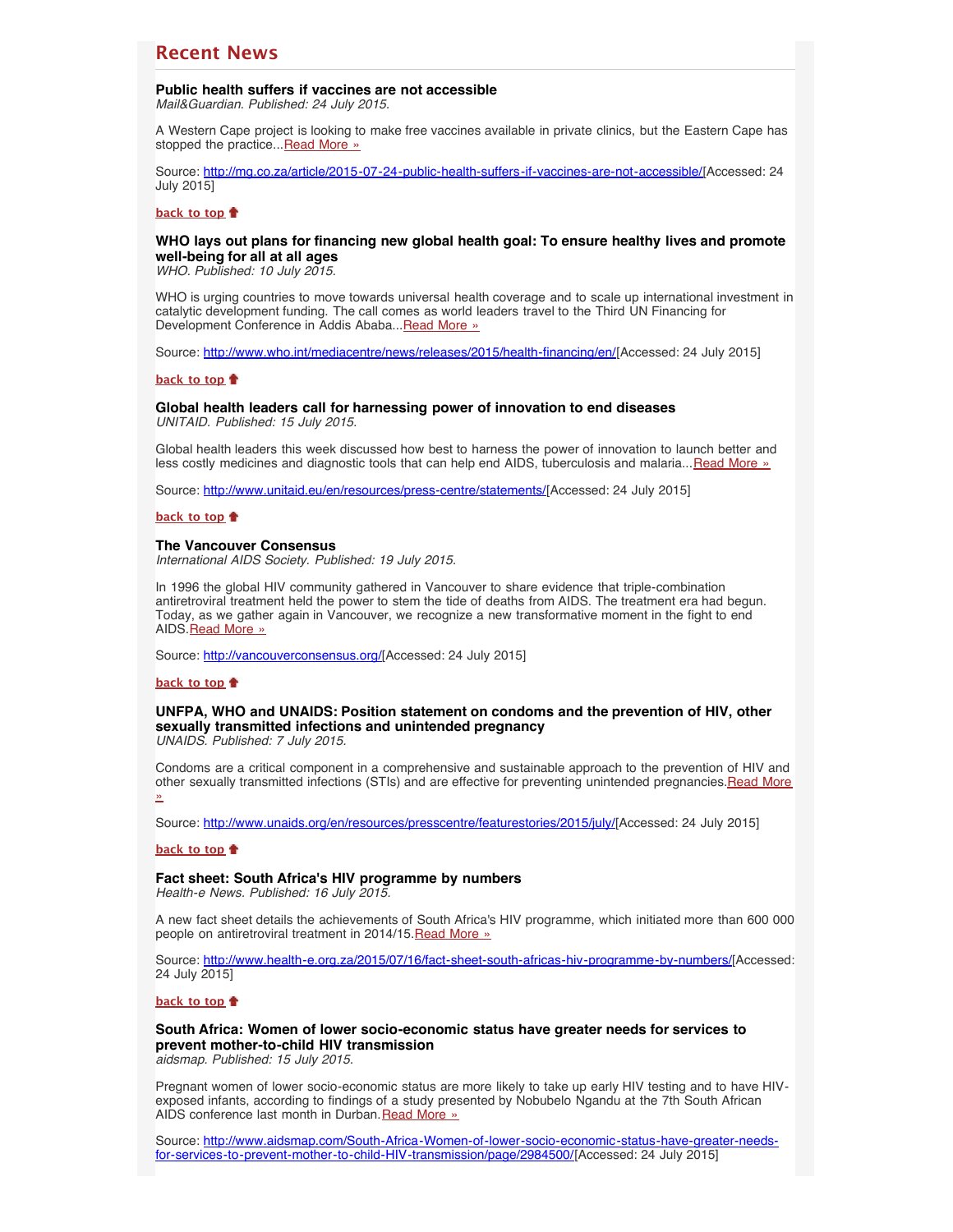## Recent News

### Public health suffers if vaccines are not accessible

*Mail&Guardian. Published: 24 July 2015.*

A Western Cape project is looking to make free vaccines available in private clinics, but the Eastern Cape has stopped the practice...Read More »

Source: http://mg.co.za/article/2015-07-24-public-health-suffers-if-vaccines-are-not-accessible/[Accessed: 24 July 2015]

**back to top**

### WHO lays out plans for financing new global health goal: To ensure healthy lives and promote well-being for all at all ages

*WHO. Published: 10 July 2015.*

WHO is urging countries to move towards universal health coverage and to scale up international investment in catalytic development funding. The call comes as world leaders travel to the Third UN Financing for Development Conference in Addis Ababa...Read More »

Source: http://www.who.int/mediacentre/news/releases/2015/health-financing/en/[Accessed: 24 July 2015]

**back to top**

### Global health leaders call for harnessing power of innovation to end diseases

*UNITAID. Published: 15 July 2015.*

Global health leaders this week discussed how best to harness the power of innovation to launch better and less costly medicines and diagnostic tools that can help end AIDS, tuberculosis and malaria...Read More »

Source: http://www.unitaid.eu/en/resources/press-centre/statements/[Accessed: 24 July 2015]

**back to top**

### The Vancouver Consensus

*International AIDS Society. Published: 19 July 2015.*

In 1996 the global HIV community gathered in Vancouver to share evidence that triple-combination antiretroviral treatment held the power to stem the tide of deaths from AIDS. The treatment era had begun. Today, as we gather again in Vancouver, we recognize a new transformative moment in the fight to end AIDS.Read More »

Source: http://vancouverconsensus.org/[Accessed: 24 July 2015]

**back to top**

### UNFPA, WHO and UNAIDS: Position statement on condoms and the prevention of HIV, other sexually transmitted infections and unintended pregnancy

*UNAIDS. Published: 7 July 2015.*

Condoms are a critical component in a comprehensive and sustainable approach to the prevention of HIV and other sexually transmitted infections (STIs) and are effective for preventing unintended pregnancies.Read More »

Source: http://www.unaids.org/en/resources/presscentre/featurestories/2015/july/[Accessed: 24 July 2015]

**back to top**

### Fact sheet: South Africa's HIV programme by numbers

*Health-e News. Published: 16 July 2015.*

A new fact sheet details the achievements of South Africa's HIV programme, which initiated more than 600 000 people on antiretroviral treatment in 2014/15.Read More »

Source: http://www.health-e.org.za/2015/07/16/fact-sheet-south-africas-hiv-programme-by-numbers/[Accessed: 24 July 2015]

**back to top**

### South Africa: Women of lower socio-economic status have greater needs for services to prevent mother-to-child HIV transmission

*aidsmap. Published: 15 July 2015.*

Pregnant women of lower socio-economic status are more likely to take up early HIV testing and to have HIV-exposed infants, according to findings of a study presented by Nobubelo Ngandu at the 7th South African AIDS conference last month in Durban.Read More »

Source: http://www.aidsmap.com/South-Africa-Women-of-lower-socio-economic-status-have-greater-needs-for-services-to-prevent-mother-to-child-HIV-transmission/page/2984500/[Accessed: 24 July 2015]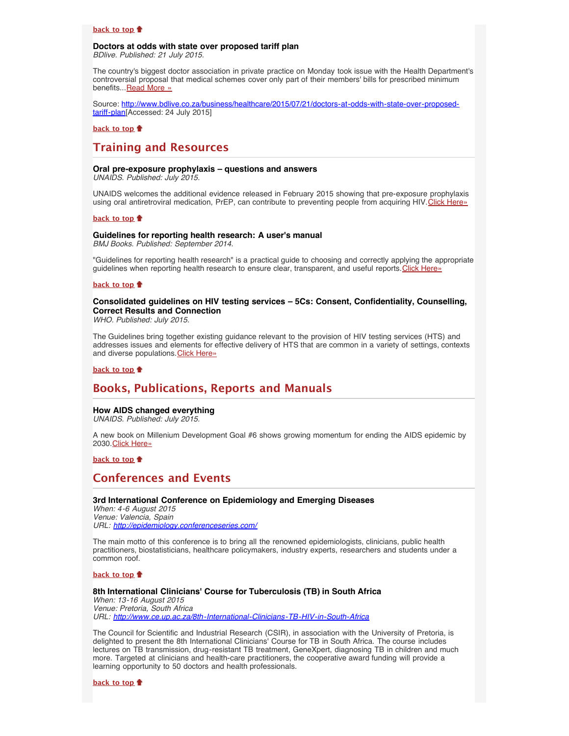[back to top](#)

**Doctors at odds with state over proposed tariff plan**
*BDlive. Published: 21 July 2015.*

The country's biggest doctor association in private practice on Monday took issue with the Health Department's controversial proposal that medical schemes cover only part of their members' bills for prescribed minimum benefits...[Read More »](#)

Source: [http://www.bdlive.co.za/business/healthcare/2015/07/21/doctors-at-odds-with-state-over-proposed-tariff-plan](http://www.bdlive.co.za/business/healthcare/2015/07/21/doctors-at-odds-with-state-over-proposed-tariff-plan)[Accessed: 24 July 2015]

[back to top](#)

## Training and Resources

**Oral pre-exposure prophylaxis – questions and answers**
*UNAIDS. Published: July 2015.*

UNAIDS welcomes the additional evidence released in February 2015 showing that pre-exposure prophylaxis using oral antiretroviral medication, PrEP, can contribute to preventing people from acquiring HIV.[Click Here»](#)

[back to top](#)

**Guidelines for reporting health research: A user's manual**
*BMJ Books. Published: September 2014.*

"Guidelines for reporting health research" is a practical guide to choosing and correctly applying the appropriate guidelines when reporting health research to ensure clear, transparent, and useful reports.[Click Here»](#)

[back to top](#)

**Consolidated guidelines on HIV testing services – 5Cs: Consent, Confidentiality, Counselling, Correct Results and Connection**
*WHO. Published: July 2015.*

The Guidelines bring together existing guidance relevant to the provision of HIV testing services (HTS) and addresses issues and elements for effective delivery of HTS that are common in a variety of settings, contexts and diverse populations.[Click Here»](#)

[back to top](#)

## Books, Publications, Reports and Manuals

**How AIDS changed everything**
*UNAIDS. Published: July 2015.*

A new book on Millenium Development Goal #6 shows growing momentum for ending the AIDS epidemic by 2030.[Click Here»](#)

[back to top](#)

## Conferences and Events

**3rd International Conference on Epidemiology and Emerging Diseases**
*When: 4-6 August 2015*
*Venue: Valencia, Spain*
*URL: [http://epidemiology.conferenceseries.com/](http://epidemiology.conferenceseries.com/)*

The main motto of this conference is to bring all the renowned epidemiologists, clinicians, public health practitioners, biostatisticians, healthcare policymakers, industry experts, researchers and students under a common roof.

[back to top](#)

**8th International Clinicians' Course for Tuberculosis (TB) in South Africa**
*When: 13-16 August 2015*
*Venue: Pretoria, South Africa*
*URL: [http://www.ce.up.ac.za/8th-International-Clinicians-TB-HIV-in-South-Africa](http://www.ce.up.ac.za/8th-International-Clinicians-TB-HIV-in-South-Africa)*

The Council for Scientific and Industrial Research (CSIR), in association with the University of Pretoria, is delighted to present the 8th International Clinicians' Course for TB in South Africa. The course includes lectures on TB transmission, drug-resistant TB treatment, GeneXpert, diagnosing TB in children and much more. Targeted at clinicians and health-care practitioners, the cooperative award funding will provide a learning opportunity to 50 doctors and health professionals.

[back to top](#)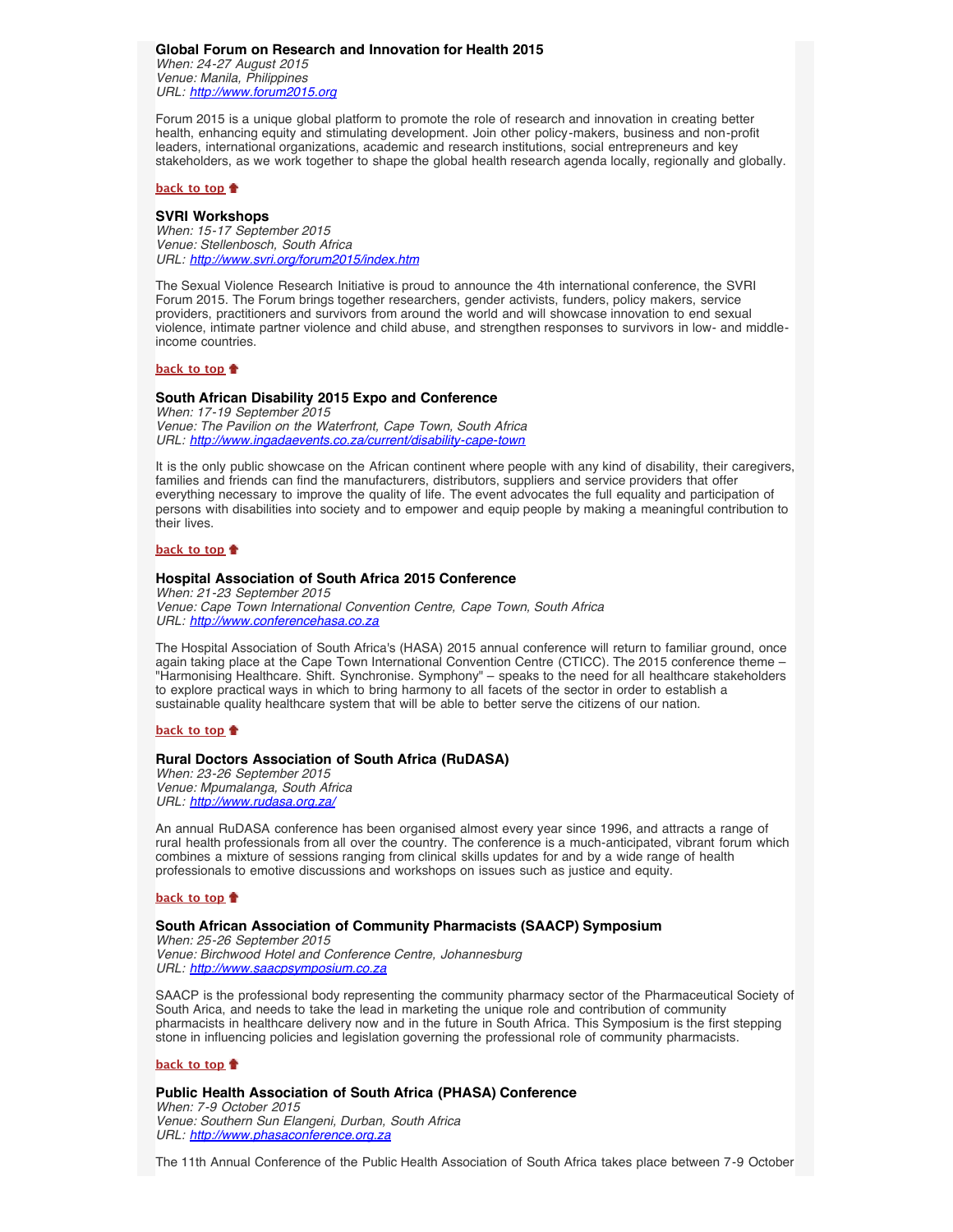### Global Forum on Research and Innovation for Health 2015

*When: 24-27 August 2015*
*Venue: Manila, Philippines*
*URL: [http://www.forum2015.org](http://www.forum2015.org)*

Forum 2015 is a unique global platform to promote the role of research and innovation in creating better health, enhancing equity and stimulating development. Join other policy-makers, business and non-profit leaders, international organizations, academic and research institutions, social entrepreneurs and key stakeholders, as we work together to shape the global health research agenda locally, regionally and globally.

**back to top**

### SVRI Workshops

*When: 15-17 September 2015*
*Venue: Stellenbosch, South Africa*
*URL: [http://www.svri.org/forum2015/index.htm](http://www.svri.org/forum2015/index.htm)*

The Sexual Violence Research Initiative is proud to announce the 4th international conference, the SVRI Forum 2015. The Forum brings together researchers, gender activists, funders, policy makers, service providers, practitioners and survivors from around the world and will showcase innovation to end sexual violence, intimate partner violence and child abuse, and strengthen responses to survivors in low- and middle-income countries.

**back to top**

### South African Disability 2015 Expo and Conference

*When: 17-19 September 2015*
*Venue: The Pavilion on the Waterfront, Cape Town, South Africa*
*URL: [http://www.ingadaevents.co.za/current/disability-cape-town](http://www.ingadaevents.co.za/current/disability-cape-town)*

It is the only public showcase on the African continent where people with any kind of disability, their caregivers, families and friends can find the manufacturers, distributors, suppliers and service providers that offer everything necessary to improve the quality of life. The event advocates the full equality and participation of persons with disabilities into society and to empower and equip people by making a meaningful contribution to their lives.

**back to top**

### Hospital Association of South Africa 2015 Conference

*When: 21-23 September 2015*
*Venue: Cape Town International Convention Centre, Cape Town, South Africa*
*URL: [http://www.conferencehasa.co.za](http://www.conferencehasa.co.za)*

The Hospital Association of South Africa's (HASA) 2015 annual conference will return to familiar ground, once again taking place at the Cape Town International Convention Centre (CTICC). The 2015 conference theme – "Harmonising Healthcare. Shift. Synchronise. Symphony" – speaks to the need for all healthcare stakeholders to explore practical ways in which to bring harmony to all facets of the sector in order to establish a sustainable quality healthcare system that will be able to better serve the citizens of our nation.

**back to top**

### Rural Doctors Association of South Africa (RuDASA)

*When: 23-26 September 2015*
*Venue: Mpumalanga, South Africa*
*URL: [http://www.rudasa.org.za/](http://www.rudasa.org.za/)*

An annual RuDASA conference has been organised almost every year since 1996, and attracts a range of rural health professionals from all over the country. The conference is a much-anticipated, vibrant forum which combines a mixture of sessions ranging from clinical skills updates for and by a wide range of health professionals to emotive discussions and workshops on issues such as justice and equity.

**back to top**

### South African Association of Community Pharmacists (SAACP) Symposium

*When: 25-26 September 2015*
*Venue: Birchwood Hotel and Conference Centre, Johannesburg*
*URL: [http://www.saacpsymposium.co.za](http://www.saacpsymposium.co.za)*

SAACP is the professional body representing the community pharmacy sector of the Pharmaceutical Society of South Arica, and needs to take the lead in marketing the unique role and contribution of community pharmacists in healthcare delivery now and in the future in South Africa. This Symposium is the first stepping stone in influencing policies and legislation governing the professional role of community pharmacists.

**back to top**

### Public Health Association of South Africa (PHASA) Conference

*When: 7-9 October 2015*
*Venue: Southern Sun Elangeni, Durban, South Africa*
*URL: [http://www.phasaconference.org.za](http://www.phasaconference.org.za)*

The 11th Annual Conference of the Public Health Association of South Africa takes place between 7-9 October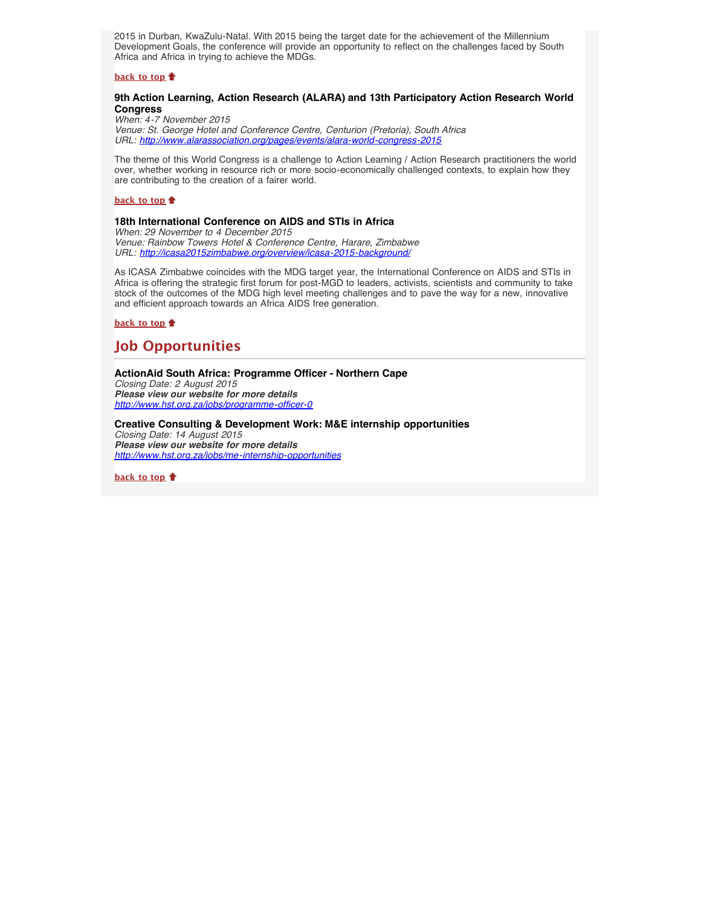2015 in Durban, KwaZulu-Natal. With 2015 being the target date for the achievement of the Millennium Development Goals, the conference will provide an opportunity to reflect on the challenges faced by South Africa and Africa in trying to achieve the MDGs.

**back to top**

### 9th Action Learning, Action Research (ALARA) and 13th Participatory Action Research World Congress

*When: 4-7 November 2015*
*Venue: St. George Hotel and Conference Centre, Centurion (Pretoria), South Africa*
*URL: http://www.alarassociation.org/pages/events/alara-world-congress-2015*

The theme of this World Congress is a challenge to Action Learning / Action Research practitioners the world over, whether working in resource rich or more socio-economically challenged contexts, to explain how they are contributing to the creation of a fairer world.

**back to top**

### 18th International Conference on AIDS and STIs in Africa

*When: 29 November to 4 December 2015*
*Venue: Rainbow Towers Hotel & Conference Centre, Harare, Zimbabwe*
*URL: http://icasa2015zimbabwe.org/overview/icasa-2015-background/*

As ICASA Zimbabwe coincides with the MDG target year, the International Conference on AIDS and STIs in Africa is offering the strategic first forum for post-MGD to leaders, activists, scientists and community to take stock of the outcomes of the MDG high level meeting challenges and to pave the way for a new, innovative and efficient approach towards an Africa AIDS free generation.

**back to top**

## Job Opportunities

### ActionAid South Africa: Programme Officer - Northern Cape

*Closing Date: 2 August 2015*
***Please view our website for more details***
*http://www.hst.org.za/jobs/programme-officer-0*

### Creative Consulting & Development Work: M&E internship opportunities

*Closing Date: 14 August 2015*
***Please view our website for more details***
*http://www.hst.org.za/jobs/me-internship-opportunities*

**back to top**